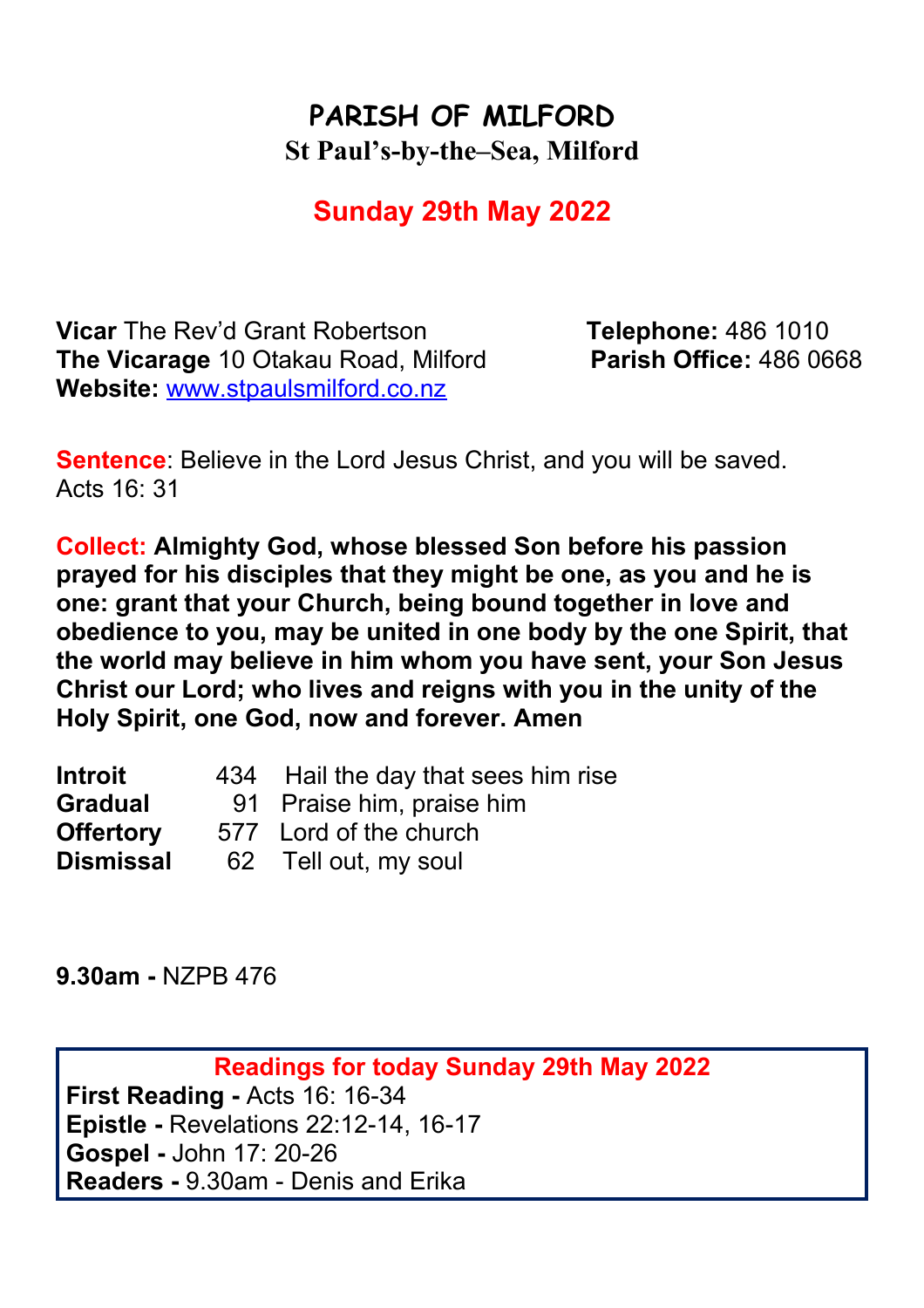# PARISH OF MILFORD

## St Paul's-by-the–Sea, Milford

## Sunday 29th May 2022

**Vicar** The Rev'd Grant Robertson **Telephone:** 486 1010
**The Vicarage** 10 Otakau Road, Milford **Parish Office:** 486 0668
**Website:** www.stpaulsmilford.co.nz

**Sentence**: Believe in the Lord Jesus Christ, and you will be saved. Acts 16: 31

**Collect: Almighty God, whose blessed Son before his passion prayed for his disciples that they might be one, as you and he is one: grant that your Church, being bound together in love and obedience to you, may be united in one body by the one Spirit, that the world may believe in him whom you have sent, your Son Jesus Christ our Lord; who lives and reigns with you in the unity of the Holy Spirit, one God, now and forever. Amen**

| | | |
|---|---|---|
| **Introit** | 434 | Hail the day that sees him rise |
| **Gradual** | 91 | Praise him, praise him |
| **Offertory** | 577 | Lord of the church |
| **Dismissal** | 62 | Tell out, my soul |

**9.30am -** NZPB 476

**Readings for today Sunday 29th May 2022**

**First Reading -** Acts 16: 16-34
**Epistle -** Revelations 22:12-14, 16-17
**Gospel -** John 17: 20-26
**Readers -** 9.30am - Denis and Erika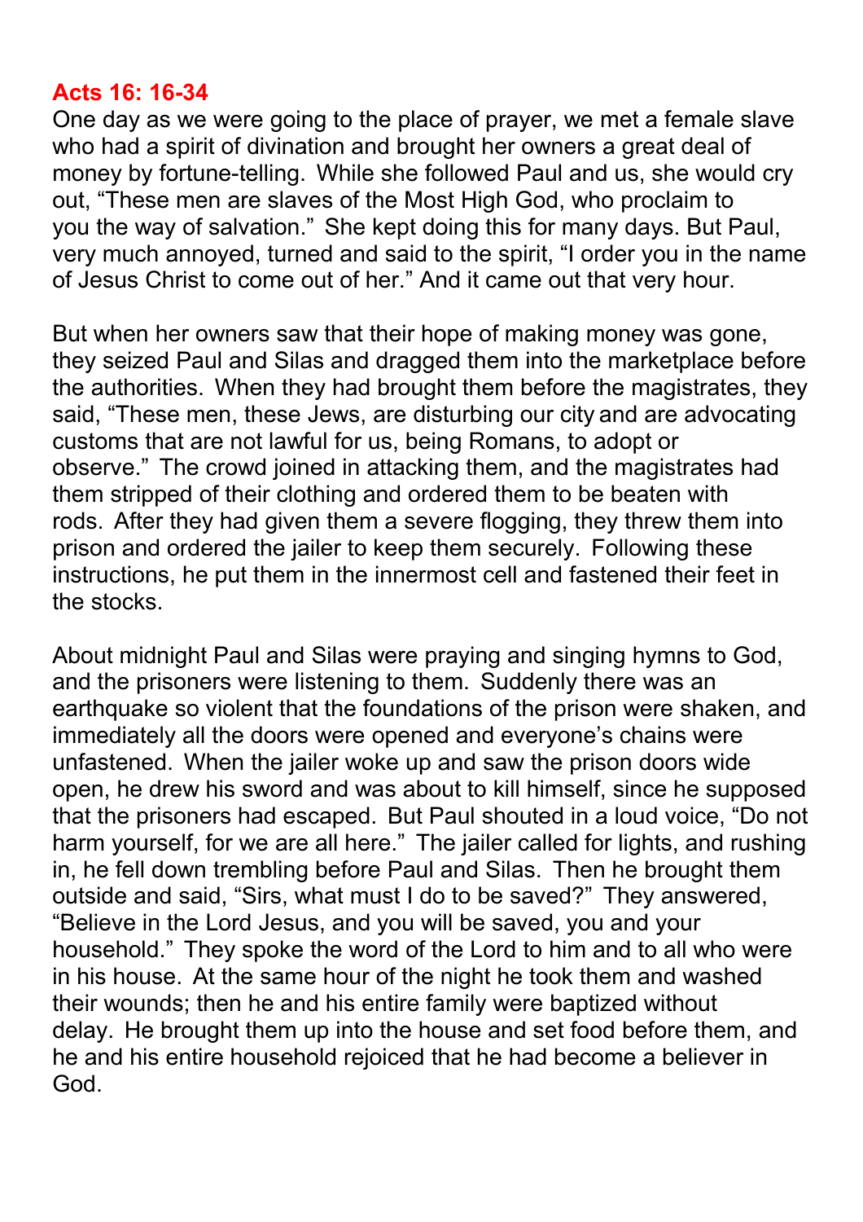**Acts 16: 16-34**

One day as we were going to the place of prayer, we met a female slave who had a spirit of divination and brought her owners a great deal of money by fortune-telling. While she followed Paul and us, she would cry out, "These men are slaves of the Most High God, who proclaim to you the way of salvation." She kept doing this for many days. But Paul, very much annoyed, turned and said to the spirit, "I order you in the name of Jesus Christ to come out of her." And it came out that very hour.

But when her owners saw that their hope of making money was gone, they seized Paul and Silas and dragged them into the marketplace before the authorities. When they had brought them before the magistrates, they said, "These men, these Jews, are disturbing our city and are advocating customs that are not lawful for us, being Romans, to adopt or observe." The crowd joined in attacking them, and the magistrates had them stripped of their clothing and ordered them to be beaten with rods. After they had given them a severe flogging, they threw them into prison and ordered the jailer to keep them securely. Following these instructions, he put them in the innermost cell and fastened their feet in the stocks.

About midnight Paul and Silas were praying and singing hymns to God, and the prisoners were listening to them. Suddenly there was an earthquake so violent that the foundations of the prison were shaken, and immediately all the doors were opened and everyone's chains were unfastened. When the jailer woke up and saw the prison doors wide open, he drew his sword and was about to kill himself, since he supposed that the prisoners had escaped. But Paul shouted in a loud voice, "Do not harm yourself, for we are all here." The jailer called for lights, and rushing in, he fell down trembling before Paul and Silas. Then he brought them outside and said, "Sirs, what must I do to be saved?" They answered, "Believe in the Lord Jesus, and you will be saved, you and your household." They spoke the word of the Lord to him and to all who were in his house. At the same hour of the night he took them and washed their wounds; then he and his entire family were baptized without delay. He brought them up into the house and set food before them, and he and his entire household rejoiced that he had become a believer in God.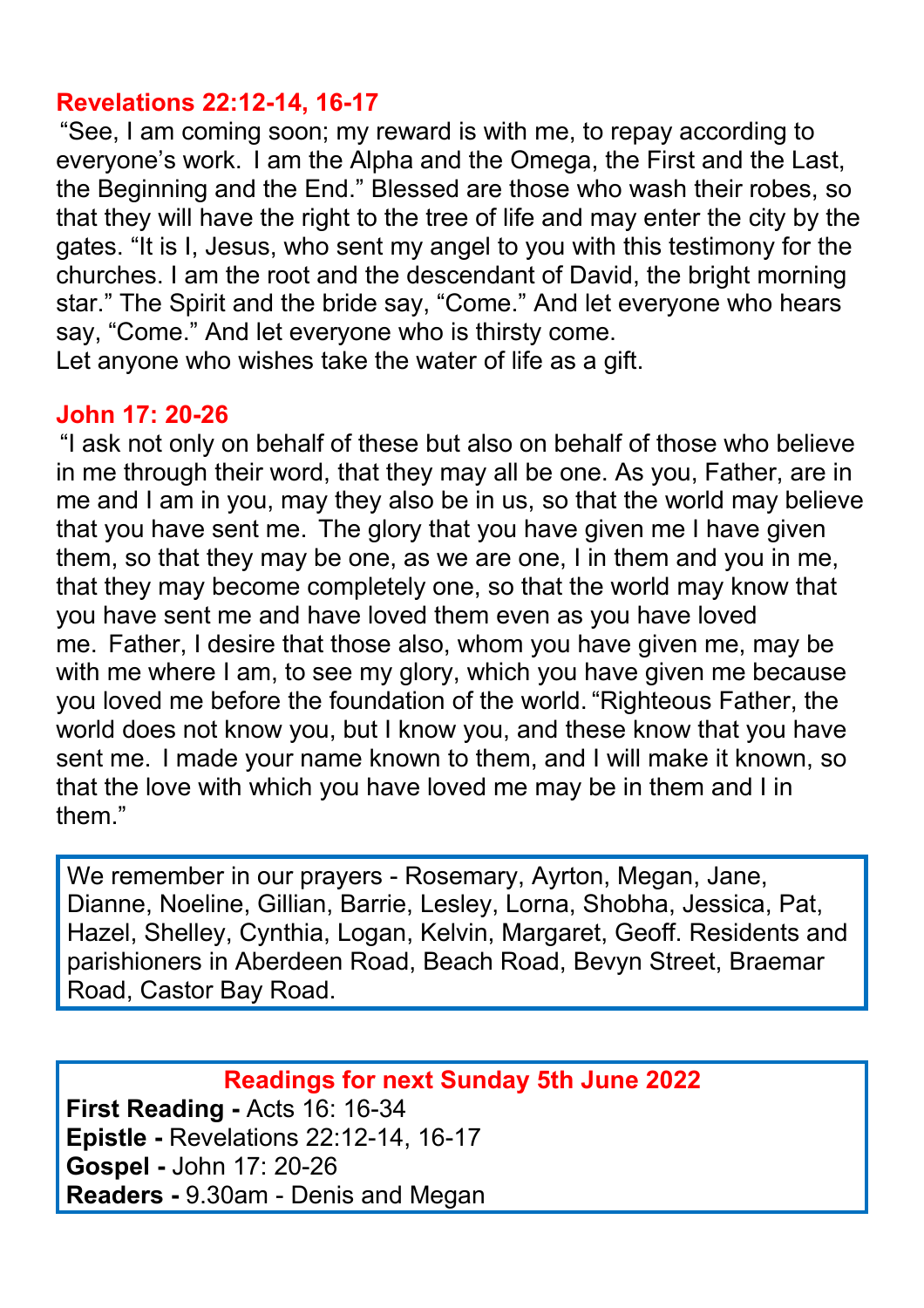## Revelations 22:12-14, 16-17

"See, I am coming soon; my reward is with me, to repay according to everyone's work. I am the Alpha and the Omega, the First and the Last, the Beginning and the End." Blessed are those who wash their robes, so that they will have the right to the tree of life and may enter the city by the gates. "It is I, Jesus, who sent my angel to you with this testimony for the churches. I am the root and the descendant of David, the bright morning star." The Spirit and the bride say, "Come." And let everyone who hears say, "Come." And let everyone who is thirsty come.
Let anyone who wishes take the water of life as a gift.

## John 17: 20-26

"I ask not only on behalf of these but also on behalf of those who believe in me through their word, that they may all be one. As you, Father, are in me and I am in you, may they also be in us, so that the world may believe that you have sent me. The glory that you have given me I have given them, so that they may be one, as we are one, I in them and you in me, that they may become completely one, so that the world may know that you have sent me and have loved them even as you have loved me. Father, I desire that those also, whom you have given me, may be with me where I am, to see my glory, which you have given me because you loved me before the foundation of the world. "Righteous Father, the world does not know you, but I know you, and these know that you have sent me. I made your name known to them, and I will make it known, so that the love with which you have loved me may be in them and I in them."

We remember in our prayers - Rosemary, Ayrton, Megan, Jane, Dianne, Noeline, Gillian, Barrie, Lesley, Lorna, Shobha, Jessica, Pat, Hazel, Shelley, Cynthia, Logan, Kelvin, Margaret, Geoff. Residents and parishioners in Aberdeen Road, Beach Road, Bevyn Street, Braemar Road, Castor Bay Road.

## Readings for next Sunday 5th June 2022

**First Reading -** Acts 16: 16-34
**Epistle -** Revelations 22:12-14, 16-17
**Gospel -** John 17: 20-26
**Readers -** 9.30am - Denis and Megan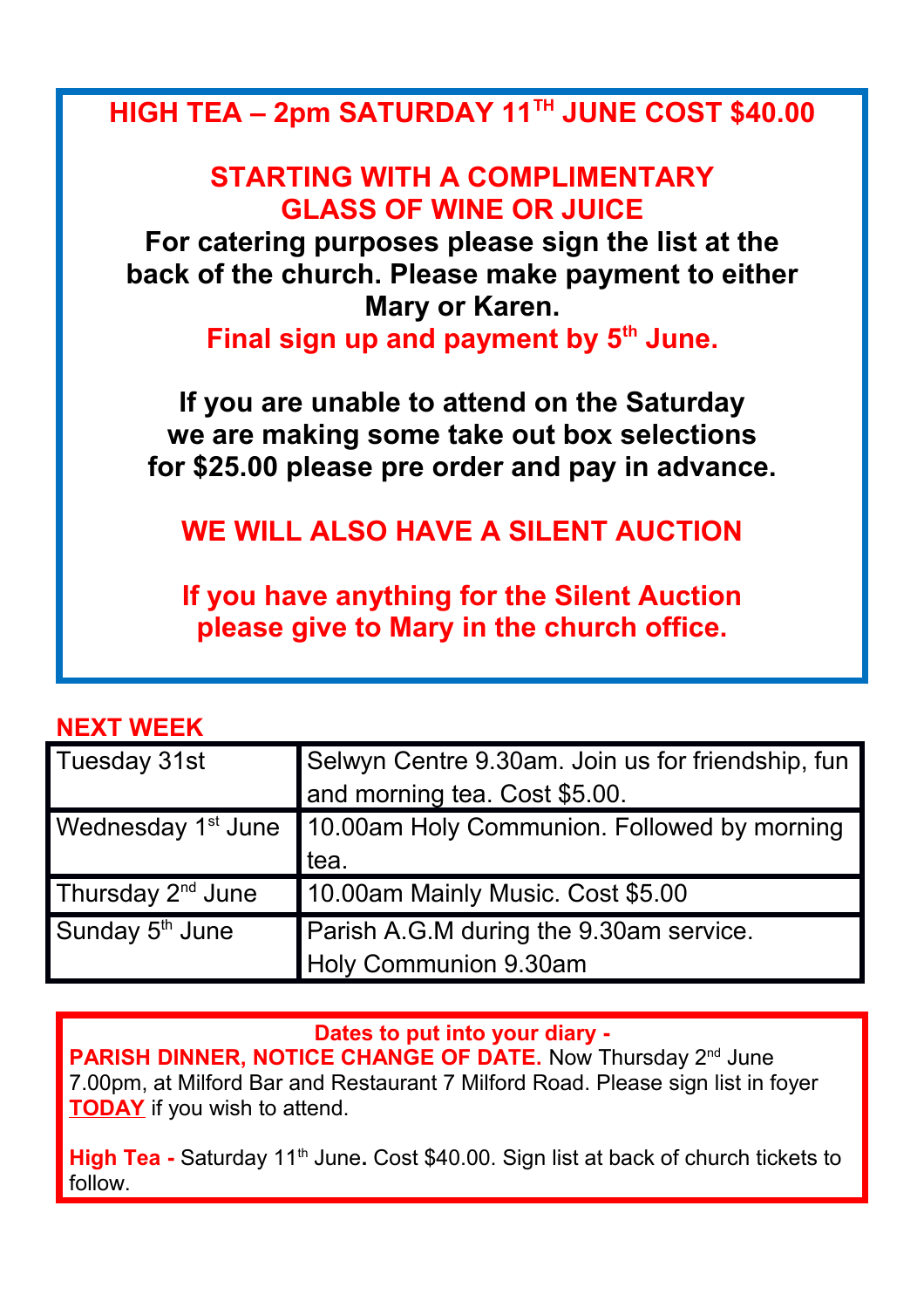## HIGH TEA – 2pm SATURDAY 11TH JUNE COST $40.00

**STARTING WITH A COMPLIMENTARY GLASS OF WINE OR JUICE**

**For catering purposes please sign the list at the back of the church. Please make payment to either Mary or Karen.**

**Final sign up and payment by 5th June.**

**If you are unable to attend on the Saturday we are making some take out box selections for $25.00 please pre order and pay in advance.**

**WE WILL ALSO HAVE A SILENT AUCTION**

**If you have anything for the Silent Auction please give to Mary in the church office.**

## NEXT WEEK

| Day | Event |
| --- | --- |
| Tuesday 31st | Selwyn Centre 9.30am. Join us for friendship, fun and morning tea. Cost $5.00. |
| Wednesday 1st June | 10.00am Holy Communion. Followed by morning tea. |
| Thursday 2nd June | 10.00am Mainly Music. Cost $5.00 |
| Sunday 5th June | Parish A.G.M during the 9.30am service.<br>Holy Communion 9.30am |

**Dates to put into your diary -**

**PARISH DINNER, NOTICE CHANGE OF DATE.** Now Thursday 2nd June 7.00pm, at Milford Bar and Restaurant 7 Milford Road. Please sign list in foyer **TODAY** if you wish to attend.

**High Tea -** Saturday 11th June**.** Cost $40.00. Sign list at back of church tickets to follow.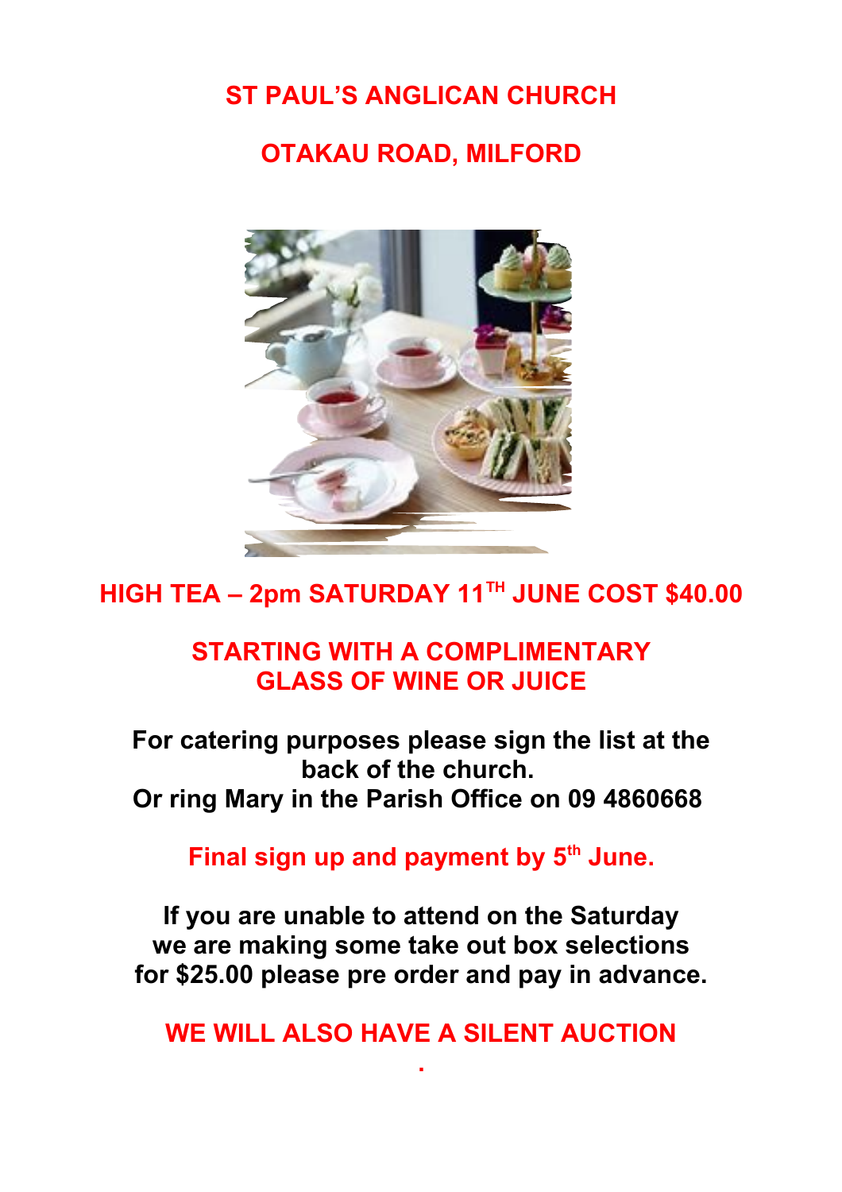# ST PAUL'S ANGLICAN CHURCH

# OTAKAU ROAD, MILFORD

## HIGH TEA – 2pm SATURDAY 11TH JUNE COST $40.00

## STARTING WITH A COMPLIMENTARY GLASS OF WINE OR JUICE

**For catering purposes please sign the list at the back of the church.**
**Or ring Mary in the Parish Office on 09 4860668**

**Final sign up and payment by 5th June.**

**If you are unable to attend on the Saturday we are making some take out box selections for $25.00 please pre order and pay in advance.**

## WE WILL ALSO HAVE A SILENT AUCTION

.